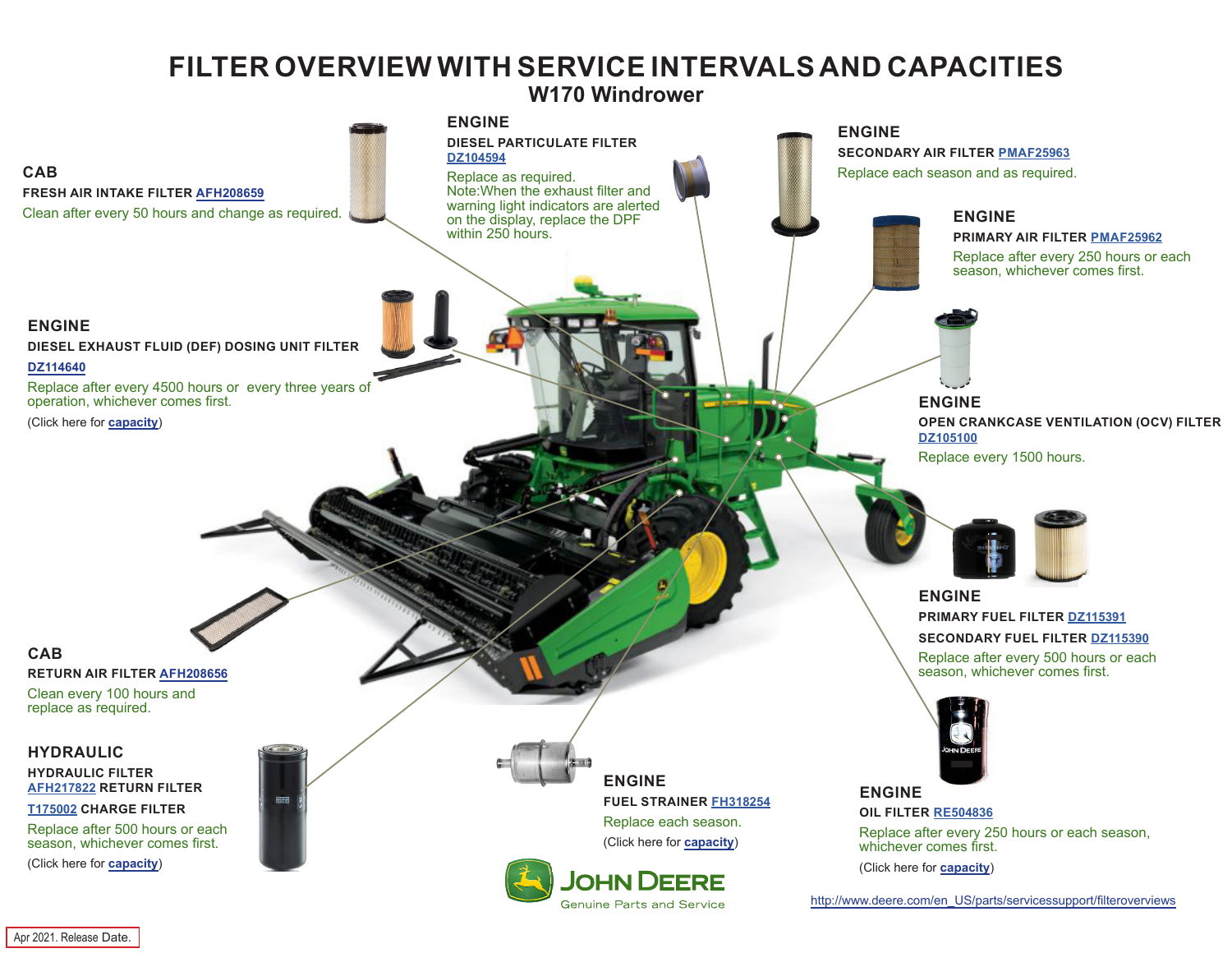# FILTER OVERVIEW WITH SERVICE INTERVALS AND CAPACITIES

## W170 Windrower

### CAB

**FRESH AIR INTAKE FILTER AFH208659**

Clean after every 50 hours and change as required.

### ENGINE

**DIESEL PARTICULATE FILTER**
**DZ104594**

Replace as required.
Note:When the exhaust filter and warning light indicators are alerted on the display, replace the DPF within 250 hours.

### ENGINE

**SECONDARY AIR FILTER PMAF25963**

Replace each season and as required.

### ENGINE

**PRIMARY AIR FILTER PMAF25962**

Replace after every 250 hours or each season, whichever comes first.

### ENGINE

**DIESEL EXHAUST FLUID (DEF) DOSING UNIT FILTER**
**DZ114640**

Replace after every 4500 hours or every three years of operation, whichever comes first.

(Click here for **capacity**)

### ENGINE

**OPEN CRANKCASE VENTILATION (OCV) FILTER**
**DZ105100**

Replace every 1500 hours.

### ENGINE

**PRIMARY FUEL FILTER DZ115391**

**SECONDARY FUEL FILTER DZ115390**

Replace after every 500 hours or each season, whichever comes first.

### CAB

**RETURN AIR FILTER AFH208656**

Clean every 100 hours and replace as required.

### HYDRAULIC

**HYDRAULIC FILTER**
**AFH217822 RETURN FILTER**

**T175002 CHARGE FILTER**

Replace after 500 hours or each season, whichever comes first.

(Click here for **capacity**)

### ENGINE

**FUEL STRAINER FH318254**

Replace each season.

(Click here for **capacity**)

### ENGINE

**OIL FILTER RE504836**

Replace after every 250 hours or each season, whichever comes first.

(Click here for **capacity**)

JOHN DEERE
Genuine Parts and Service

http://www.deere.com/en_US/parts/servicesupport/filteroverviews

Apr 2021. Release Date.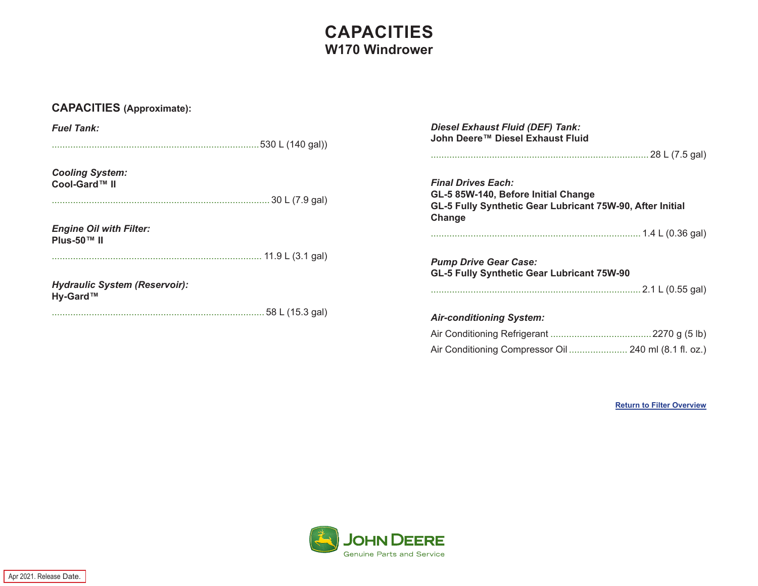# CAPACITIES
## W170 Windrower

### CAPACITIES (Approximate):

***Fuel Tank:***

..............................................................................530 L (140 gal))

***Cooling System:***
**Cool-Gard™ II**

.................................................................................. 30 L (7.9 gal)

***Engine Oil with Filter:***
**Plus-50™ II**

.............................................................................. 11.9 L (3.1 gal)

***Hydraulic System (Reservoir):***
**Hy-Gard™**

................................................................................ 58 L (15.3 gal)

***Diesel Exhaust Fluid (DEF) Tank:***
**John Deere™ Diesel Exhaust Fluid**

.................................................................................. 28 L (7.5 gal)

***Final Drives Each:***
**GL-5 85W-140, Before Initial Change**
**GL-5 Fully Synthetic Gear Lubricant 75W-90, After Initial Change**

............................................................................... 1.4 L (0.36 gal)

***Pump Drive Gear Case:***
**GL-5 Fully Synthetic Gear Lubricant 75W-90**

............................................................................... 2.1 L (0.55 gal)

***Air-conditioning System:***

Air Conditioning Refrigerant ......................................2270 g (5 lb)

Air Conditioning Compressor Oil ...................... 240 ml (8.1 fl. oz.)

Return to Filter Overview

JOHN DEERE
Genuine Parts and Service

Apr 2021. Release Date.